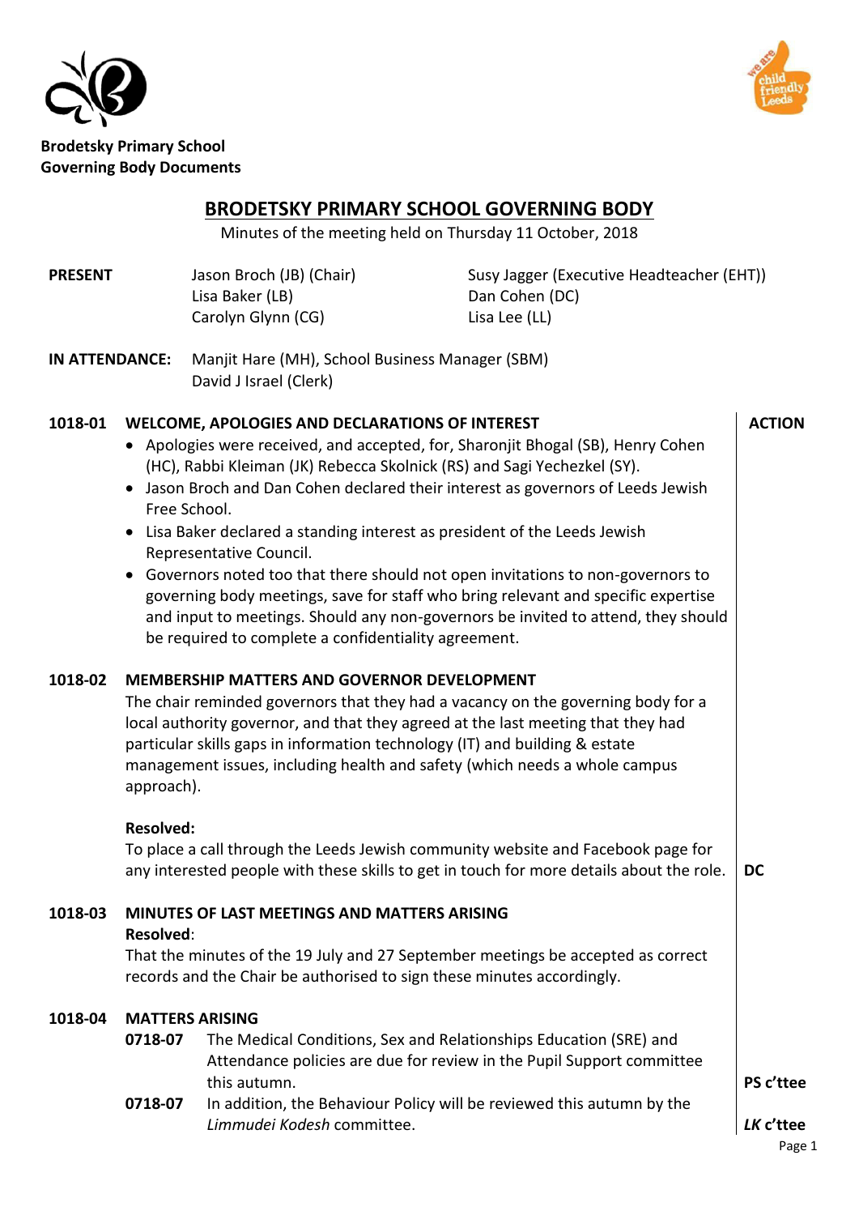**Brodetsky Primary School**
**Governing Body Documents**

# BRODETSKY PRIMARY SCHOOL GOVERNING BODY

Minutes of the meeting held on Thursday 11 October, 2018

**PRESENT**
Jason Broch (JB) (Chair)
Lisa Baker (LB)
Carolyn Glynn (CG)
Susy Jagger (Executive Headteacher (EHT))
Dan Cohen (DC)
Lisa Lee (LL)

**IN ATTENDANCE:** Manjit Hare (MH), School Business Manager (SBM)
David J Israel (Clerk)

| | | ACTION |
|---|---|---|
| **1018-01** | **WELCOME, APOLOGIES AND DECLARATIONS OF INTEREST** | |
| | • Apologies were received, and accepted, for, Sharonjit Bhogal (SB), Henry Cohen (HC), Rabbi Kleiman (JK) Rebecca Skolnick (RS) and Sagi Yechezkel (SY).<br>• Jason Broch and Dan Cohen declared their interest as governors of Leeds Jewish Free School.<br>• Lisa Baker declared a standing interest as president of the Leeds Jewish Representative Council.<br>• Governors noted too that there should not open invitations to non-governors to governing body meetings, save for staff who bring relevant and specific expertise and input to meetings. Should any non-governors be invited to attend, they should be required to complete a confidentiality agreement. | |
| **1018-02** | **MEMBERSHIP MATTERS AND GOVERNOR DEVELOPMENT** | |
| | The chair reminded governors that they had a vacancy on the governing body for a local authority governor, and that they agreed at the last meeting that they had particular skills gaps in information technology (IT) and building & estate management issues, including health and safety (which needs a whole campus approach). | |
| | **Resolved:**<br>To place a call through the Leeds Jewish community website and Facebook page for any interested people with these skills to get in touch for more details about the role. | **DC** |
| **1018-03** | **MINUTES OF LAST MEETINGS AND MATTERS ARISING** | |
| | **Resolved**:<br>That the minutes of the 19 July and 27 September meetings be accepted as correct records and the Chair be authorised to sign these minutes accordingly. | |
| **1018-04** | **MATTERS ARISING** | |
| | **0718-07** The Medical Conditions, Sex and Relationships Education (SRE) and Attendance policies are due for review in the Pupil Support committee this autumn. | **PS c'ttee** |
| | **0718-07** In addition, the Behaviour Policy will be reviewed this autumn by the *Limmudei Kodesh* committee. | ***LK* c'ttee** |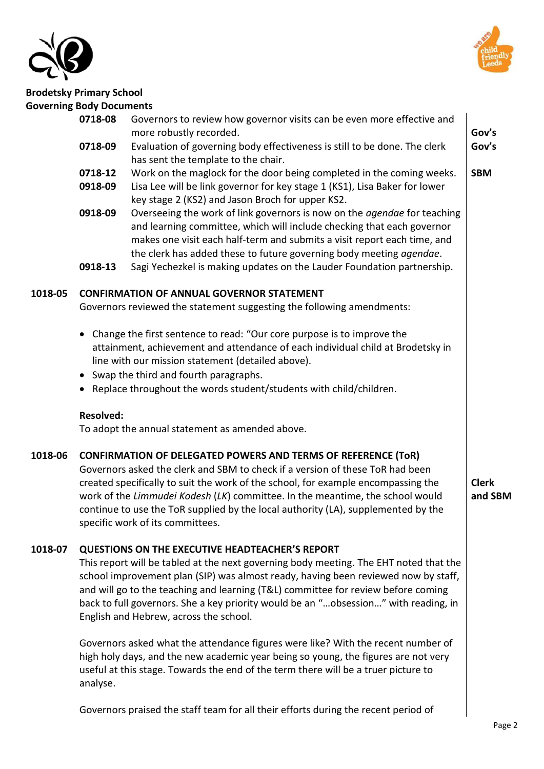**Brodetsky Primary School**
**Governing Body Documents**

| | | |
|---|---|---|
| **0718-08** | Governors to review how governor visits can be even more effective and more robustly recorded. | **Gov's** |
| **0718-09** | Evaluation of governing body effectiveness is still to be done. The clerk has sent the template to the chair. | **Gov's** |
| **0718-12** | Work on the maglock for the door being completed in the coming weeks. | **SBM** |
| **0918-09** | Lisa Lee will be link governor for key stage 1 (KS1), Lisa Baker for lower key stage 2 (KS2) and Jason Broch for upper KS2. | |
| **0918-09** | Overseeing the work of link governors is now on the *agendae* for teaching and learning committee, which will include checking that each governor makes one visit each half-term and submits a visit report each time, and the clerk has added these to future governing body meeting *agendae*. | |
| **0918-13** | Sagi Yechezkel is making updates on the Lauder Foundation partnership. | |

### 1018-05 CONFIRMATION OF ANNUAL GOVERNOR STATEMENT

Governors reviewed the statement suggesting the following amendments:

- Change the first sentence to read: "Our core purpose is to improve the attainment, achievement and attendance of each individual child at Brodetsky in line with our mission statement (detailed above).
- Swap the third and fourth paragraphs.
- Replace throughout the words student/students with child/children.

**Resolved:**
To adopt the annual statement as amended above.

### 1018-06 CONFIRMATION OF DELEGATED POWERS AND TERMS OF REFERENCE (ToR)

Governors asked the clerk and SBM to check if a version of these ToR had been created specifically to suit the work of the school, for example encompassing the work of the *Limmudei Kodesh* (*LK*) committee. In the meantime, the school would continue to use the ToR supplied by the local authority (LA), supplemented by the specific work of its committees. **Clerk and SBM**

### 1018-07 QUESTIONS ON THE EXECUTIVE HEADTEACHER'S REPORT

This report will be tabled at the next governing body meeting. The EHT noted that the school improvement plan (SIP) was almost ready, having been reviewed now by staff, and will go to the teaching and learning (T&L) committee for review before coming back to full governors. She a key priority would be an "…obsession…" with reading, in English and Hebrew, across the school.

Governors asked what the attendance figures were like? With the recent number of high holy days, and the new academic year being so young, the figures are not very useful at this stage. Towards the end of the term there will be a truer picture to analyse.

Governors praised the staff team for all their efforts during the recent period of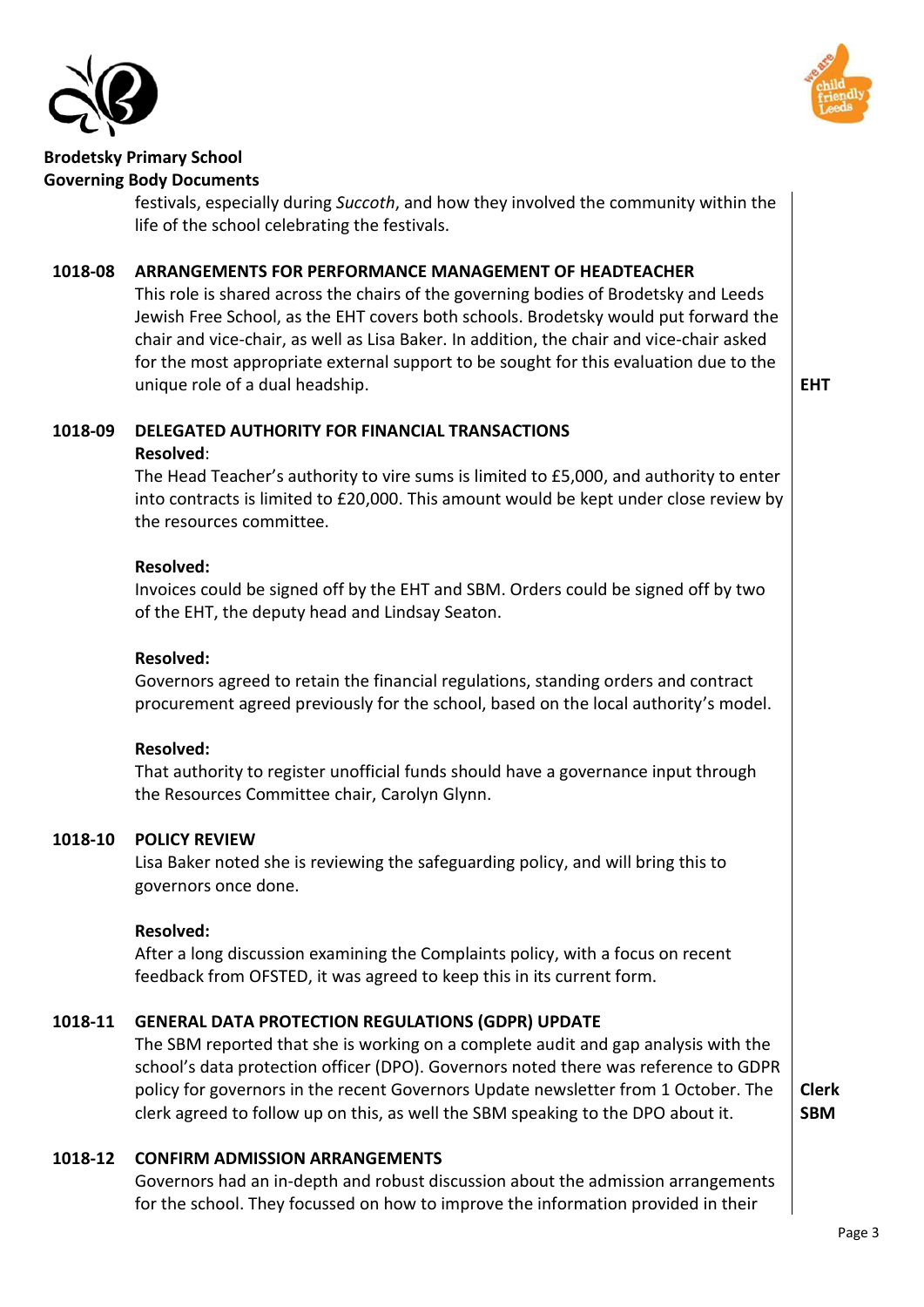festivals, especially during *Succoth*, and how they involved the community within the life of the school celebrating the festivals.

**1018-08 ARRANGEMENTS FOR PERFORMANCE MANAGEMENT OF HEADTEACHER**

This role is shared across the chairs of the governing bodies of Brodetsky and Leeds Jewish Free School, as the EHT covers both schools. Brodetsky would put forward the chair and vice-chair, as well as Lisa Baker. In addition, the chair and vice-chair asked for the most appropriate external support to be sought for this evaluation due to the unique role of a dual headship. **EHT**

**1018-09 DELEGATED AUTHORITY FOR FINANCIAL TRANSACTIONS**

**Resolved**:
The Head Teacher's authority to vire sums is limited to £5,000, and authority to enter into contracts is limited to £20,000. This amount would be kept under close review by the resources committee.

**Resolved:**
Invoices could be signed off by the EHT and SBM. Orders could be signed off by two of the EHT, the deputy head and Lindsay Seaton.

**Resolved:**
Governors agreed to retain the financial regulations, standing orders and contract procurement agreed previously for the school, based on the local authority's model.

**Resolved:**
That authority to register unofficial funds should have a governance input through the Resources Committee chair, Carolyn Glynn.

**1018-10 POLICY REVIEW**

Lisa Baker noted she is reviewing the safeguarding policy, and will bring this to governors once done.

**Resolved:**
After a long discussion examining the Complaints policy, with a focus on recent feedback from OFSTED, it was agreed to keep this in its current form.

**1018-11 GENERAL DATA PROTECTION REGULATIONS (GDPR) UPDATE**

The SBM reported that she is working on a complete audit and gap analysis with the school's data protection officer (DPO). Governors noted there was reference to GDPR policy for governors in the recent Governors Update newsletter from 1 October. The clerk agreed to follow up on this, as well the SBM speaking to the DPO about it. **Clerk** **SBM**

**1018-12 CONFIRM ADMISSION ARRANGEMENTS**

Governors had an in-depth and robust discussion about the admission arrangements for the school. They focussed on how to improve the information provided in their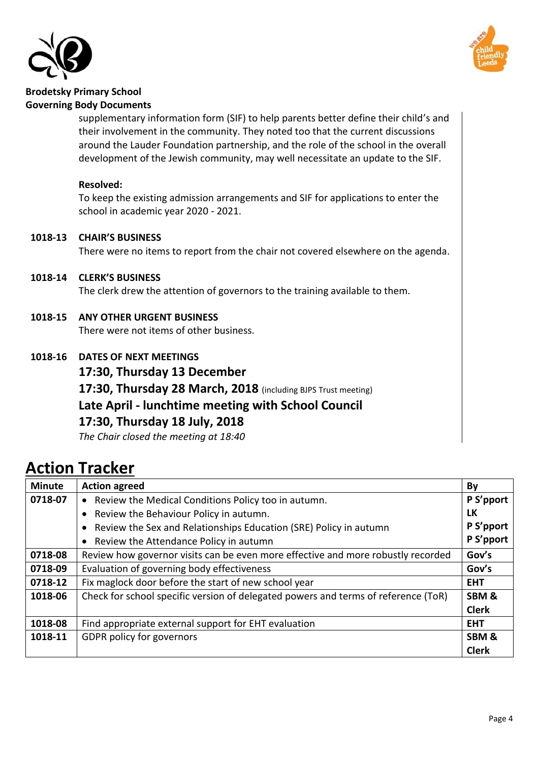supplementary information form (SIF) to help parents better define their child's and their involvement in the community. They noted too that the current discussions around the Lauder Foundation partnership, and the role of the school in the overall development of the Jewish community, may well necessitate an update to the SIF.

**Resolved:**

To keep the existing admission arrangements and SIF for applications to enter the school in academic year 2020 - 2021.

**1018-13 CHAIR'S BUSINESS**

There were no items to report from the chair not covered elsewhere on the agenda.

**1018-14 CLERK'S BUSINESS**

The clerk drew the attention of governors to the training available to them.

**1018-15 ANY OTHER URGENT BUSINESS**

There were not items of other business.

**1018-16 DATES OF NEXT MEETINGS**

**17:30, Thursday 13 December**

**17:30, Thursday 28 March, 2018** (including BJPS Trust meeting)

**Late April - lunchtime meeting with School Council**

**17:30, Thursday 18 July, 2018**

*The Chair closed the meeting at 18:40*

## Action Tracker

| Minute | Action agreed | By |
|---|---|---|
| **0718-07** | • Review the Medical Conditions Policy too in autumn.<br>• Review the Behaviour Policy in autumn.<br>• Review the Sex and Relationships Education (SRE) Policy in autumn<br>• Review the Attendance Policy in autumn | **P S'pport**<br>**LK**<br>**P S'pport**<br>**P S'pport** |
| **0718-08** | Review how governor visits can be even more effective and more robustly recorded | **Gov's** |
| **0718-09** | Evaluation of governing body effectiveness | **Gov's** |
| **0718-12** | Fix maglock door before the start of new school year | **EHT** |
| **1018-06** | Check for school specific version of delegated powers and terms of reference (ToR) | **SBM & Clerk** |
| **1018-08** | Find appropriate external support for EHT evaluation | **EHT** |
| **1018-11** | GDPR policy for governors | **SBM & Clerk** |